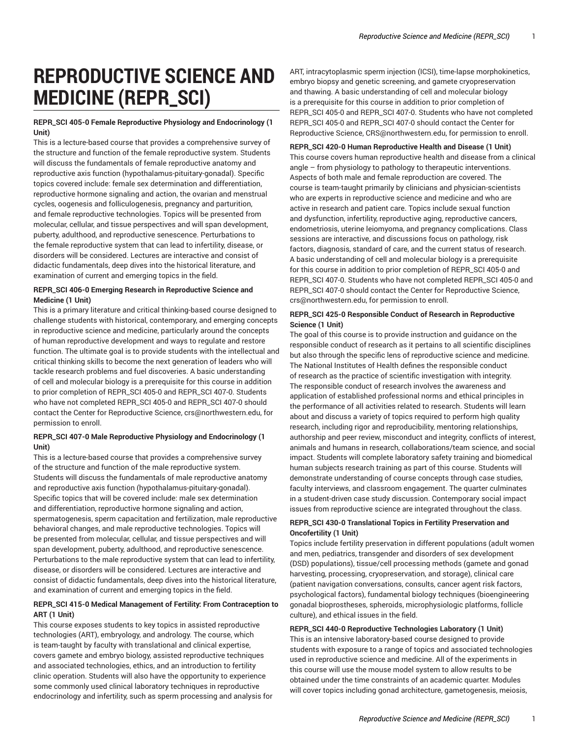# REPRODUCTIVE SCIENCE AND MEDICINE (REPR_SCI)

**REPR_SCI 405-0 Female Reproductive Physiology and Endocrinology (1 Unit)**

This is a lecture-based course that provides a comprehensive survey of the structure and function of the female reproductive system. Students will discuss the fundamentals of female reproductive anatomy and reproductive axis function (hypothalamus-pituitary-gonadal). Specific topics covered include: female sex determination and differentiation, reproductive hormone signaling and action, the ovarian and menstrual cycles, oogenesis and folliculogenesis, pregnancy and parturition, and female reproductive technologies. Topics will be presented from molecular, cellular, and tissue perspectives and will span development, puberty, adulthood, and reproductive senescence. Perturbations to the female reproductive system that can lead to infertility, disease, or disorders will be considered. Lectures are interactive and consist of didactic fundamentals, deep dives into the historical literature, and examination of current and emerging topics in the field.

**REPR_SCI 406-0 Emerging Research in Reproductive Science and Medicine (1 Unit)**

This is a primary literature and critical thinking-based course designed to challenge students with historical, contemporary, and emerging concepts in reproductive science and medicine, particularly around the concepts of human reproductive development and ways to regulate and restore function. The ultimate goal is to provide students with the intellectual and critical thinking skills to become the next generation of leaders who will tackle research problems and fuel discoveries. A basic understanding of cell and molecular biology is a prerequisite for this course in addition to prior completion of REPR_SCI 405-0 and REPR_SCI 407-0. Students who have not completed REPR_SCI 405-0 and REPR_SCI 407-0 should contact the Center for Reproductive Science, crs@northwestern.edu, for permission to enroll.

**REPR_SCI 407-0 Male Reproductive Physiology and Endocrinology (1 Unit)**

This is a lecture-based course that provides a comprehensive survey of the structure and function of the male reproductive system. Students will discuss the fundamentals of male reproductive anatomy and reproductive axis function (hypothalamus-pituitary-gonadal). Specific topics that will be covered include: male sex determination and differentiation, reproductive hormone signaling and action, spermatogenesis, sperm capacitation and fertilization, male reproductive behavioral changes, and male reproductive technologies. Topics will be presented from molecular, cellular, and tissue perspectives and will span development, puberty, adulthood, and reproductive senescence. Perturbations to the male reproductive system that can lead to infertility, disease, or disorders will be considered. Lectures are interactive and consist of didactic fundamentals, deep dives into the historical literature, and examination of current and emerging topics in the field.

**REPR_SCI 415-0 Medical Management of Fertility: From Contraception to ART (1 Unit)**

This course exposes students to key topics in assisted reproductive technologies (ART), embryology, and andrology. The course, which is team-taught by faculty with translational and clinical expertise, covers gamete and embryo biology, assisted reproductive techniques and associated technologies, ethics, and an introduction to fertility clinic operation. Students will also have the opportunity to experience some commonly used clinical laboratory techniques in reproductive endocrinology and infertility, such as sperm processing and analysis for ART, intracytoplasmic sperm injection (ICSI), time-lapse morphokinetics, embryo biopsy and genetic screening, and gamete cryopreservation and thawing. A basic understanding of cell and molecular biology is a prerequisite for this course in addition to prior completion of REPR_SCI 405-0 and REPR_SCI 407-0. Students who have not completed REPR_SCI 405-0 and REPR_SCI 407-0 should contact the Center for Reproductive Science, CRS@northwestern.edu, for permission to enroll.

**REPR_SCI 420-0 Human Reproductive Health and Disease (1 Unit)**

This course covers human reproductive health and disease from a clinical angle – from physiology to pathology to therapeutic interventions. Aspects of both male and female reproduction are covered. The course is team-taught primarily by clinicians and physician-scientists who are experts in reproductive science and medicine and who are active in research and patient care. Topics include sexual function and dysfunction, infertility, reproductive aging, reproductive cancers, endometriosis, uterine leiomyoma, and pregnancy complications. Class sessions are interactive, and discussions focus on pathology, risk factors, diagnosis, standard of care, and the current status of research. A basic understanding of cell and molecular biology is a prerequisite for this course in addition to prior completion of REPR_SCI 405-0 and REPR_SCI 407-0. Students who have not completed REPR_SCI 405-0 and REPR_SCI 407-0 should contact the Center for Reproductive Science, crs@northwestern.edu, for permission to enroll.

**REPR_SCI 425-0 Responsible Conduct of Research in Reproductive Science (1 Unit)**

The goal of this course is to provide instruction and guidance on the responsible conduct of research as it pertains to all scientific disciplines but also through the specific lens of reproductive science and medicine. The National Institutes of Health defines the responsible conduct of research as the practice of scientific investigation with integrity. The responsible conduct of research involves the awareness and application of established professional norms and ethical principles in the performance of all activities related to research. Students will learn about and discuss a variety of topics required to perform high quality research, including rigor and reproducibility, mentoring relationships, authorship and peer review, misconduct and integrity, conflicts of interest, animals and humans in research, collaborations/team science, and social impact. Students will complete laboratory safety training and biomedical human subjects research training as part of this course. Students will demonstrate understanding of course concepts through case studies, faculty interviews, and classroom engagement. The quarter culminates in a student-driven case study discussion. Contemporary social impact issues from reproductive science are integrated throughout the class.

**REPR_SCI 430-0 Translational Topics in Fertility Preservation and Oncofertility (1 Unit)**

Topics include fertility preservation in different populations (adult women and men, pediatrics, transgender and disorders of sex development (DSD) populations), tissue/cell processing methods (gamete and gonad harvesting, processing, cryopreservation, and storage), clinical care (patient navigation conversations, consults, cancer agent risk factors, psychological factors), fundamental biology techniques (bioengineering gonadal bioprostheses, spheroids, microphysiologic platforms, follicle culture), and ethical issues in the field.

**REPR_SCI 440-0 Reproductive Technologies Laboratory (1 Unit)**

This is an intensive laboratory-based course designed to provide students with exposure to a range of topics and associated technologies used in reproductive science and medicine. All of the experiments in this course will use the mouse model system to allow results to be obtained under the time constraints of an academic quarter. Modules will cover topics including gonad architecture, gametogenesis, meiosis,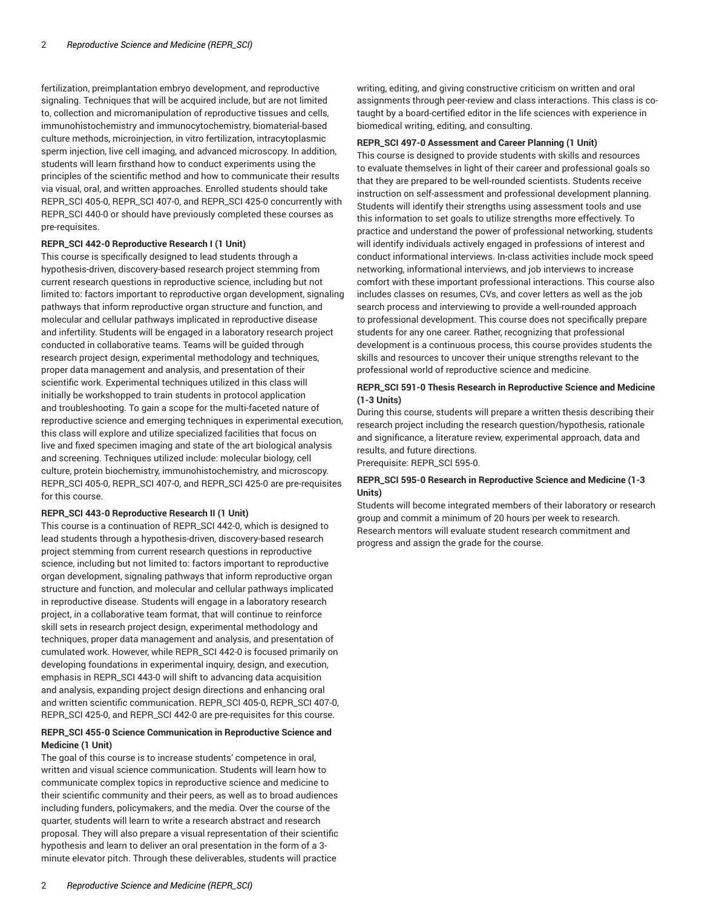fertilization, preimplantation embryo development, and reproductive signaling. Techniques that will be acquired include, but are not limited to, collection and micromanipulation of reproductive tissues and cells, immunohistochemistry and immunocytochemistry, biomaterial-based culture methods, microinjection, in vitro fertilization, intracytoplasmic sperm injection, live cell imaging, and advanced microscopy. In addition, students will learn firsthand how to conduct experiments using the principles of the scientific method and how to communicate their results via visual, oral, and written approaches. Enrolled students should take REPR_SCI 405-0, REPR_SCI 407-0, and REPR_SCI 425-0 concurrently with REPR_SCI 440-0 or should have previously completed these courses as pre-requisites.

**REPR_SCI 442-0 Reproductive Research I (1 Unit)**
This course is specifically designed to lead students through a hypothesis-driven, discovery-based research project stemming from current research questions in reproductive science, including but not limited to: factors important to reproductive organ development, signaling pathways that inform reproductive organ structure and function, and molecular and cellular pathways implicated in reproductive disease and infertility. Students will be engaged in a laboratory research project conducted in collaborative teams. Teams will be guided through research project design, experimental methodology and techniques, proper data management and analysis, and presentation of their scientific work. Experimental techniques utilized in this class will initially be workshopped to train students in protocol application and troubleshooting. To gain a scope for the multi-faceted nature of reproductive science and emerging techniques in experimental execution, this class will explore and utilize specialized facilities that focus on live and fixed specimen imaging and state of the art biological analysis and screening. Techniques utilized include: molecular biology, cell culture, protein biochemistry, immunohistochemistry, and microscopy. REPR_SCI 405-0, REPR_SCI 407-0, and REPR_SCI 425-0 are pre-requisites for this course.

**REPR_SCI 443-0 Reproductive Research II (1 Unit)**
This course is a continuation of REPR_SCI 442-0, which is designed to lead students through a hypothesis-driven, discovery-based research project stemming from current research questions in reproductive science, including but not limited to: factors important to reproductive organ development, signaling pathways that inform reproductive organ structure and function, and molecular and cellular pathways implicated in reproductive disease. Students will engage in a laboratory research project, in a collaborative team format, that will continue to reinforce skill sets in research project design, experimental methodology and techniques, proper data management and analysis, and presentation of cumulated work. However, while REPR_SCI 442-0 is focused primarily on developing foundations in experimental inquiry, design, and execution, emphasis in REPR_SCI 443-0 will shift to advancing data acquisition and analysis, expanding project design directions and enhancing oral and written scientific communication. REPR_SCI 405-0, REPR_SCI 407-0, REPR_SCI 425-0, and REPR_SCI 442-0 are pre-requisites for this course.

**REPR_SCI 455-0 Science Communication in Reproductive Science and Medicine (1 Unit)**
The goal of this course is to increase students' competence in oral, written and visual science communication. Students will learn how to communicate complex topics in reproductive science and medicine to their scientific community and their peers, as well as to broad audiences including funders, policymakers, and the media. Over the course of the quarter, students will learn to write a research abstract and research proposal. They will also prepare a visual representation of their scientific hypothesis and learn to deliver an oral presentation in the form of a 3-minute elevator pitch. Through these deliverables, students will practice writing, editing, and giving constructive criticism on written and oral assignments through peer-review and class interactions. This class is co-taught by a board-certified editor in the life sciences with experience in biomedical writing, editing, and consulting.

**REPR_SCI 497-0 Assessment and Career Planning (1 Unit)**
This course is designed to provide students with skills and resources to evaluate themselves in light of their career and professional goals so that they are prepared to be well-rounded scientists. Students receive instruction on self-assessment and professional development planning. Students will identify their strengths using assessment tools and use this information to set goals to utilize strengths more effectively. To practice and understand the power of professional networking, students will identify individuals actively engaged in professions of interest and conduct informational interviews. In-class activities include mock speed networking, informational interviews, and job interviews to increase comfort with these important professional interactions. This course also includes classes on resumes, CVs, and cover letters as well as the job search process and interviewing to provide a well-rounded approach to professional development. This course does not specifically prepare students for any one career. Rather, recognizing that professional development is a continuous process, this course provides students the skills and resources to uncover their unique strengths relevant to the professional world of reproductive science and medicine.

**REPR_SCI 591-0 Thesis Research in Reproductive Science and Medicine (1-3 Units)**
During this course, students will prepare a written thesis describing their research project including the research question/hypothesis, rationale and significance, a literature review, experimental approach, data and results, and future directions.
Prerequisite: REPR_SCI 595-0.

**REPR_SCI 595-0 Research in Reproductive Science and Medicine (1-3 Units)**
Students will become integrated members of their laboratory or research group and commit a minimum of 20 hours per week to research. Research mentors will evaluate student research commitment and progress and assign the grade for the course.